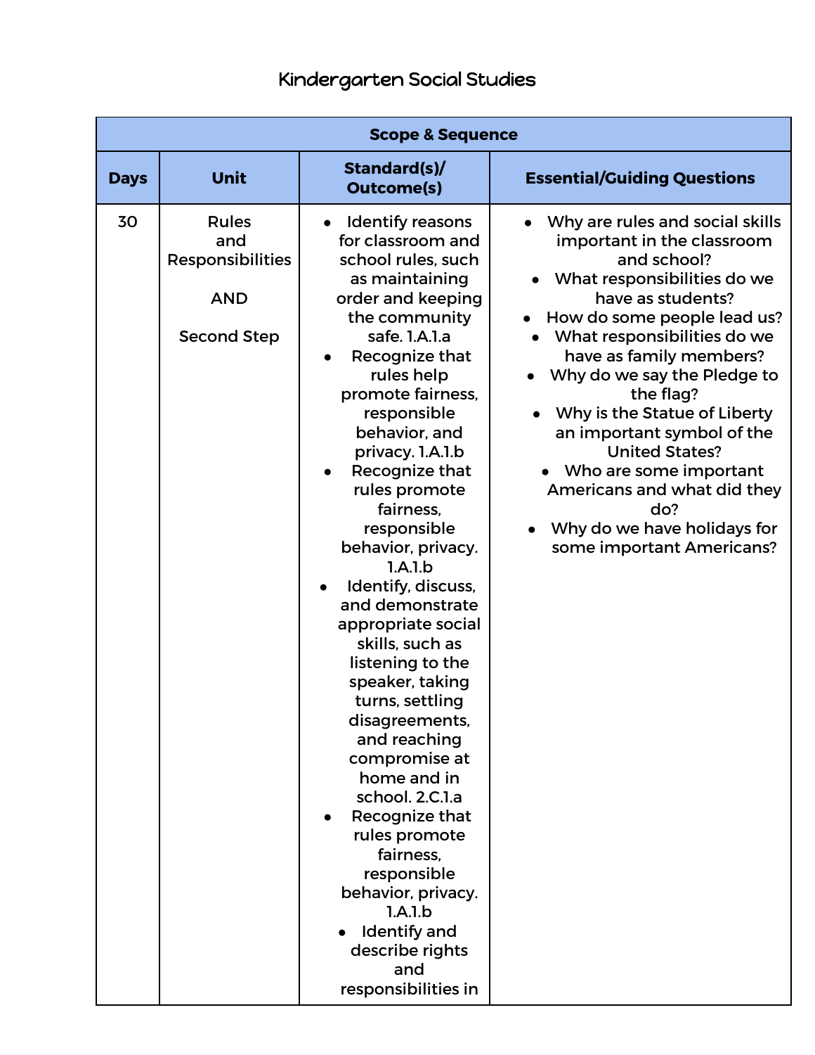# Kindergarten Social Studies

| Scope & Sequence | | | |
|---|---|---|---|
| **Days** | **Unit** | **Standard(s)/ Outcome(s)** | **Essential/Guiding Questions** |
| 30 | Rules and Responsibilities<br><br>AND<br><br>Second Step | • Identify reasons for classroom and school rules, such as maintaining order and keeping the community safe. 1.A.1.a<br>• Recognize that rules help promote fairness, responsible behavior, and privacy. 1.A.1.b<br>• Recognize that rules promote fairness, responsible behavior, privacy. 1.A.1.b<br>• Identify, discuss, and demonstrate appropriate social skills, such as listening to the speaker, taking turns, settling disagreements, and reaching compromise at home and in school. 2.C.1.a<br>• Recognize that rules promote fairness, responsible behavior, privacy. 1.A.1.b<br>• Identify and describe rights and responsibilities in | • Why are rules and social skills important in the classroom and school?<br>• What responsibilities do we have as students?<br>• How do some people lead us?<br>• What responsibilities do we have as family members?<br>• Why do we say the Pledge to the flag?<br>• Why is the Statue of Liberty an important symbol of the United States?<br>• Who are some important Americans and what did they do?<br>• Why do we have holidays for some important Americans? |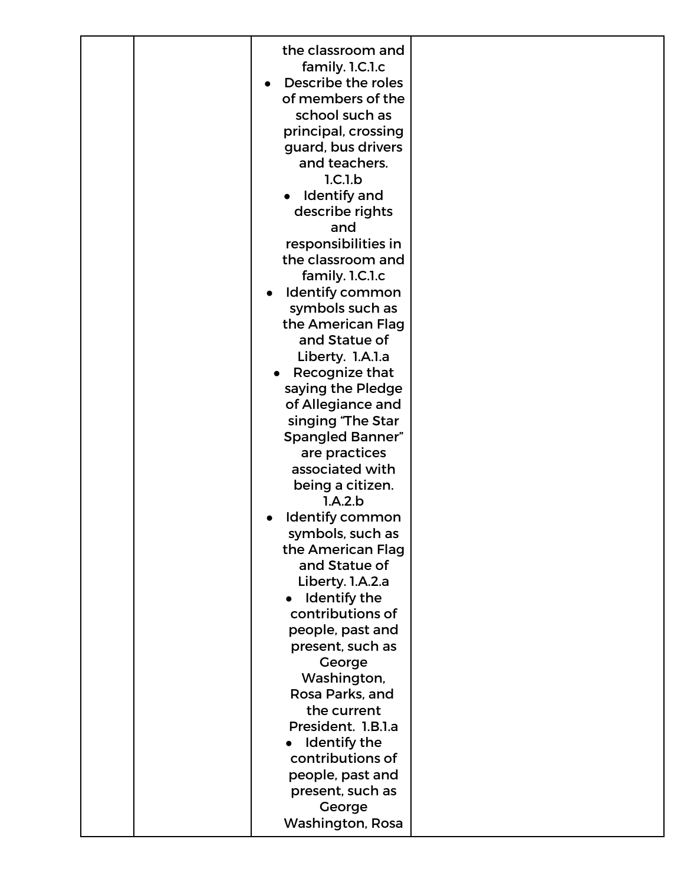| | | | |
|---|---|---|---|
| | | the classroom and family. 1.C.1.c<br>• Describe the roles of members of the school such as principal, crossing guard, bus drivers and teachers. 1.C.1.b<br>• Identify and describe rights and responsibilities in the classroom and family. 1.C.1.c<br>• Identify common symbols such as the American Flag and Statue of Liberty. 1.A.1.a<br>• Recognize that saying the Pledge of Allegiance and singing "The Star Spangled Banner" are practices associated with being a citizen. 1.A.2.b<br>• Identify common symbols, such as the American Flag and Statue of Liberty. 1.A.2.a<br>• Identify the contributions of people, past and present, such as George Washington, Rosa Parks, and the current President. 1.B.1.a<br>• Identify the contributions of people, past and present, such as George Washington, Rosa | |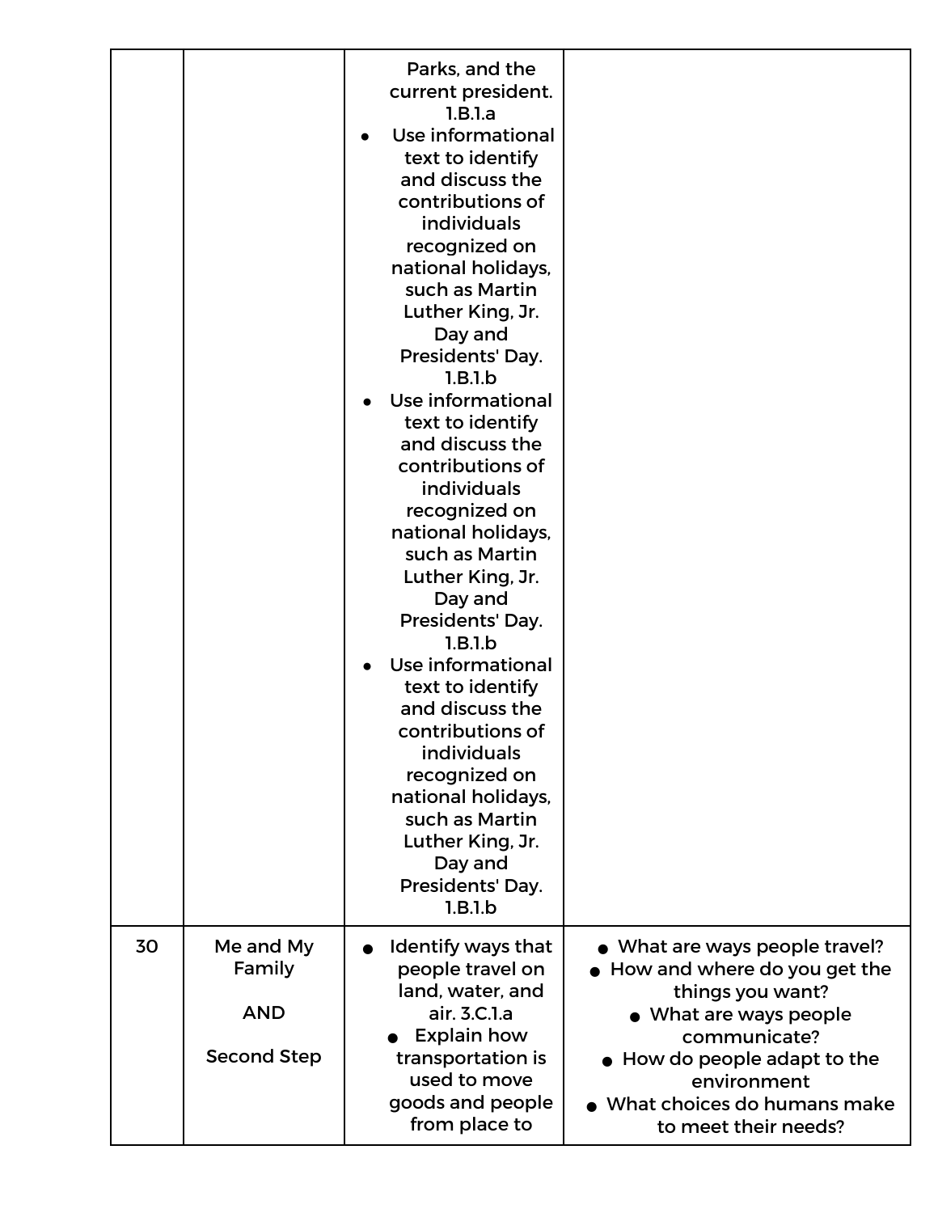| | | | |
|---|---|---|---|
| | | Parks, and the current president. 1.B.1.a<br>● Use informational text to identify and discuss the contributions of individuals recognized on national holidays, such as Martin Luther King, Jr. Day and Presidents' Day. 1.B.1.b<br>● Use informational text to identify and discuss the contributions of individuals recognized on national holidays, such as Martin Luther King, Jr. Day and Presidents' Day. 1.B.1.b<br>● Use informational text to identify and discuss the contributions of individuals recognized on national holidays, such as Martin Luther King, Jr. Day and Presidents' Day. 1.B.1.b | |
| 30 | Me and My Family<br><br>AND<br><br>Second Step | ● Identify ways that people travel on land, water, and air. 3.C.1.a<br>● Explain how transportation is used to move goods and people from place to | ● What are ways people travel?<br>● How and where do you get the things you want?<br>● What are ways people communicate?<br>● How do people adapt to the environment<br>● What choices do humans make to meet their needs? |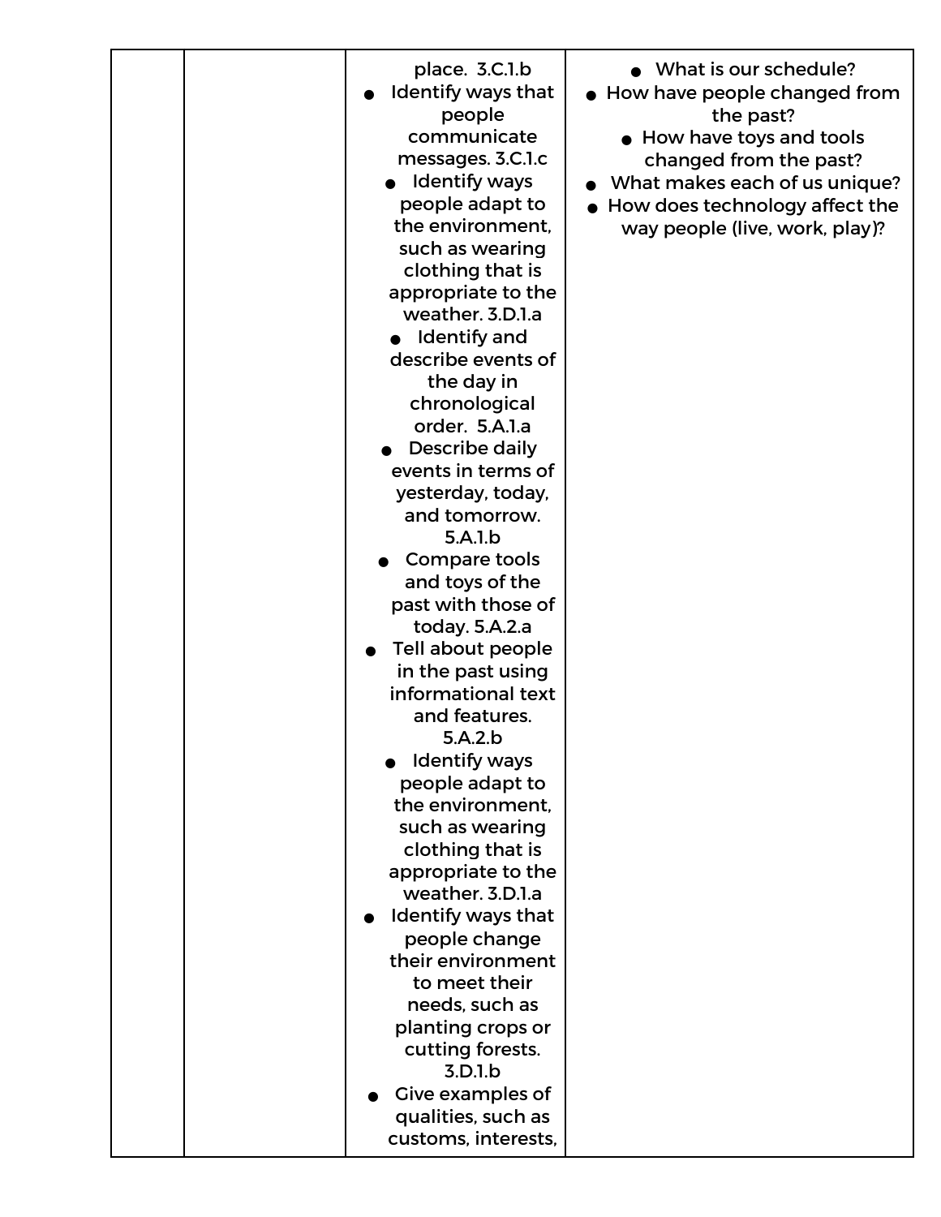| | | | |
|---|---|---|---|
| | | place. 3.C.1.b<br>• Identify ways that people communicate messages. 3.C.1.c<br>• Identify ways people adapt to the environment, such as wearing clothing that is appropriate to the weather. 3.D.1.a<br>• Identify and describe events of the day in chronological order. 5.A.1.a<br>• Describe daily events in terms of yesterday, today, and tomorrow. 5.A.1.b<br>• Compare tools and toys of the past with those of today. 5.A.2.a<br>• Tell about people in the past using informational text and features. 5.A.2.b<br>• Identify ways people adapt to the environment, such as wearing clothing that is appropriate to the weather. 3.D.1.a<br>• Identify ways that people change their environment to meet their needs, such as planting crops or cutting forests. 3.D.1.b<br>• Give examples of qualities, such as customs, interests, | • What is our schedule?<br>• How have people changed from the past?<br>• How have toys and tools changed from the past?<br>• What makes each of us unique?<br>• How does technology affect the way people (live, work, play)? |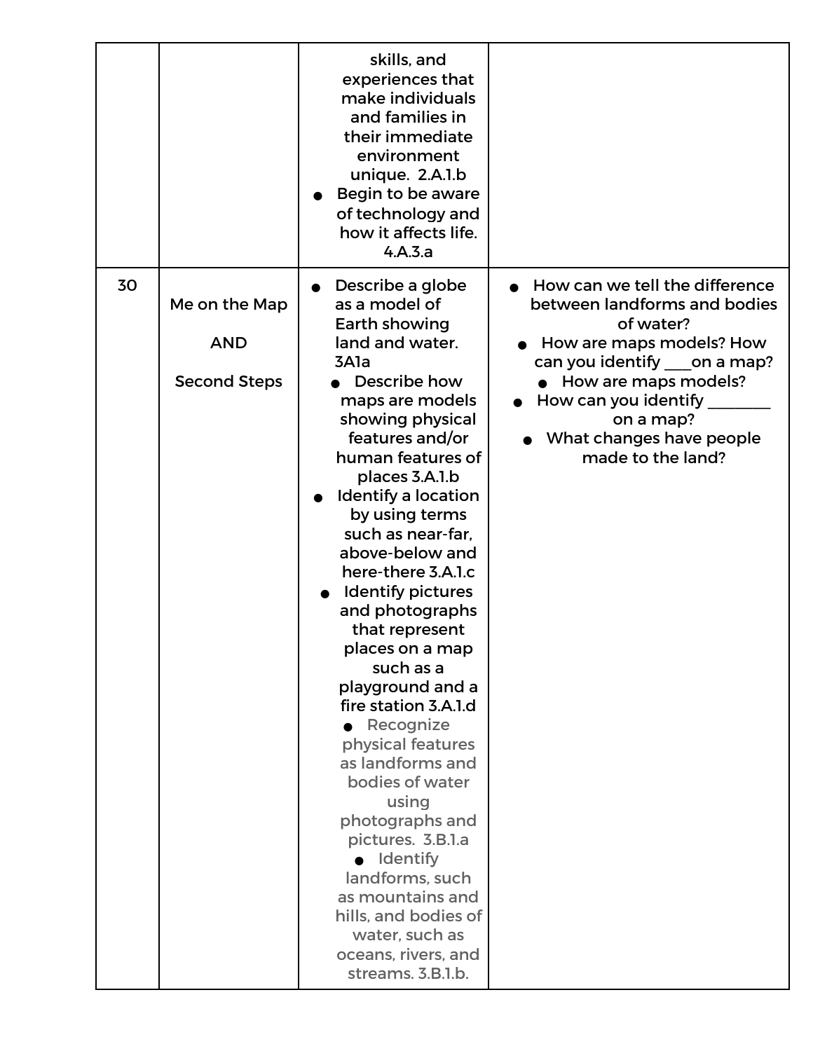| | | | |
|---|---|---|---|
| | | skills, and experiences that make individuals and families in their immediate environment unique. 2.A.1.b<br>● Begin to be aware of technology and how it affects life. 4.A.3.a | |
| 30 | Me on the Map<br><br>AND<br><br>Second Steps | ● Describe a globe as a model of Earth showing land and water. 3A1a<br>● Describe how maps are models showing physical features and/or human features of places 3.A.1.b<br>● Identify a location by using terms such as near-far, above-below and here-there 3.A.1.c<br>● Identify pictures and photographs that represent places on a map such as a playground and a fire station 3.A.1.d<br>● Recognize physical features as landforms and bodies of water using photographs and pictures. 3.B.1.a<br>● Identify landforms, such as mountains and hills, and bodies of water, such as oceans, rivers, and streams. 3.B.1.b. | ● How can we tell the difference between landforms and bodies of water?<br>● How are maps models? How can you identify ___on a map?<br>● How are maps models?<br>● How can you identify ________ on a map?<br>● What changes have people made to the land? |